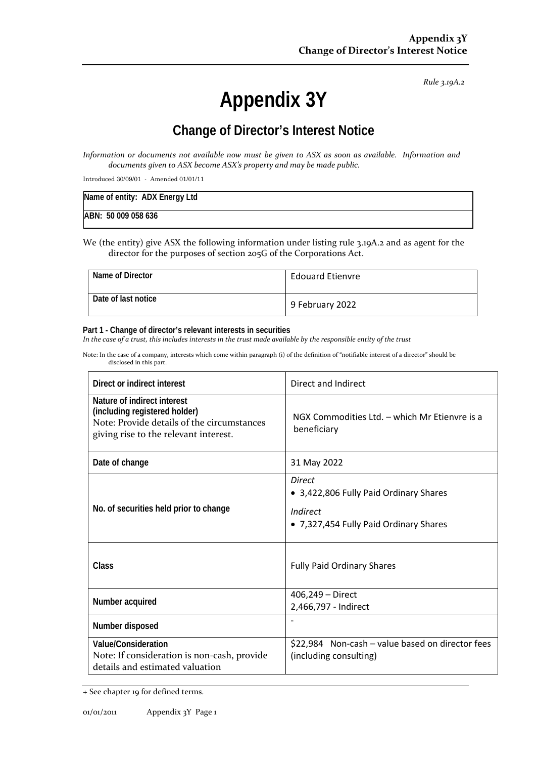*Rule 3.19A.2*

# Appendix 3Y

## Change of Director's Interest Notice

*Information or documents not available now must be given to ASX as soon as available. Information and documents given to ASX become ASX's property and may be made public.*

Introduced 30/09/01 - Amended 01/01/11

| Name of entity: ADX Energy Ltd |
|---|
| ABN: 50 009 058 636 |

We (the entity) give ASX the following information under listing rule 3.19A.2 and as agent for the director for the purposes of section 205G of the Corporations Act.

| Name of Director | Edouard Etienvre |
|---|---|
| Date of last notice | 9 February 2022 |

**Part 1 - Change of director's relevant interests in securities**

*In the case of a trust, this includes interests in the trust made available by the responsible entity of the trust*

Note: In the case of a company, interests which come within paragraph (i) of the definition of "notifiable interest of a director" should be disclosed in this part.

| Direct or indirect interest | Direct and Indirect |
|---|---|
| **Nature of indirect interest (including registered holder)** Note: Provide details of the circumstances giving rise to the relevant interest. | NGX Commodities Ltd. – which Mr Etienvre is a beneficiary |
| **Date of change** | 31 May 2022 |
| **No. of securities held prior to change** | *Direct* <br> • 3,422,806 Fully Paid Ordinary Shares <br> *Indirect* <br> • 7,327,454 Fully Paid Ordinary Shares |
| **Class** | Fully Paid Ordinary Shares |
| **Number acquired** | 406,249 – Direct <br> 2,466,797 - Indirect |
| **Number disposed** | - |
| **Value/Consideration** Note: If consideration is non-cash, provide details and estimated valuation | $22,984 Non-cash – value based on director fees (including consulting) |

+ See chapter 19 for defined terms.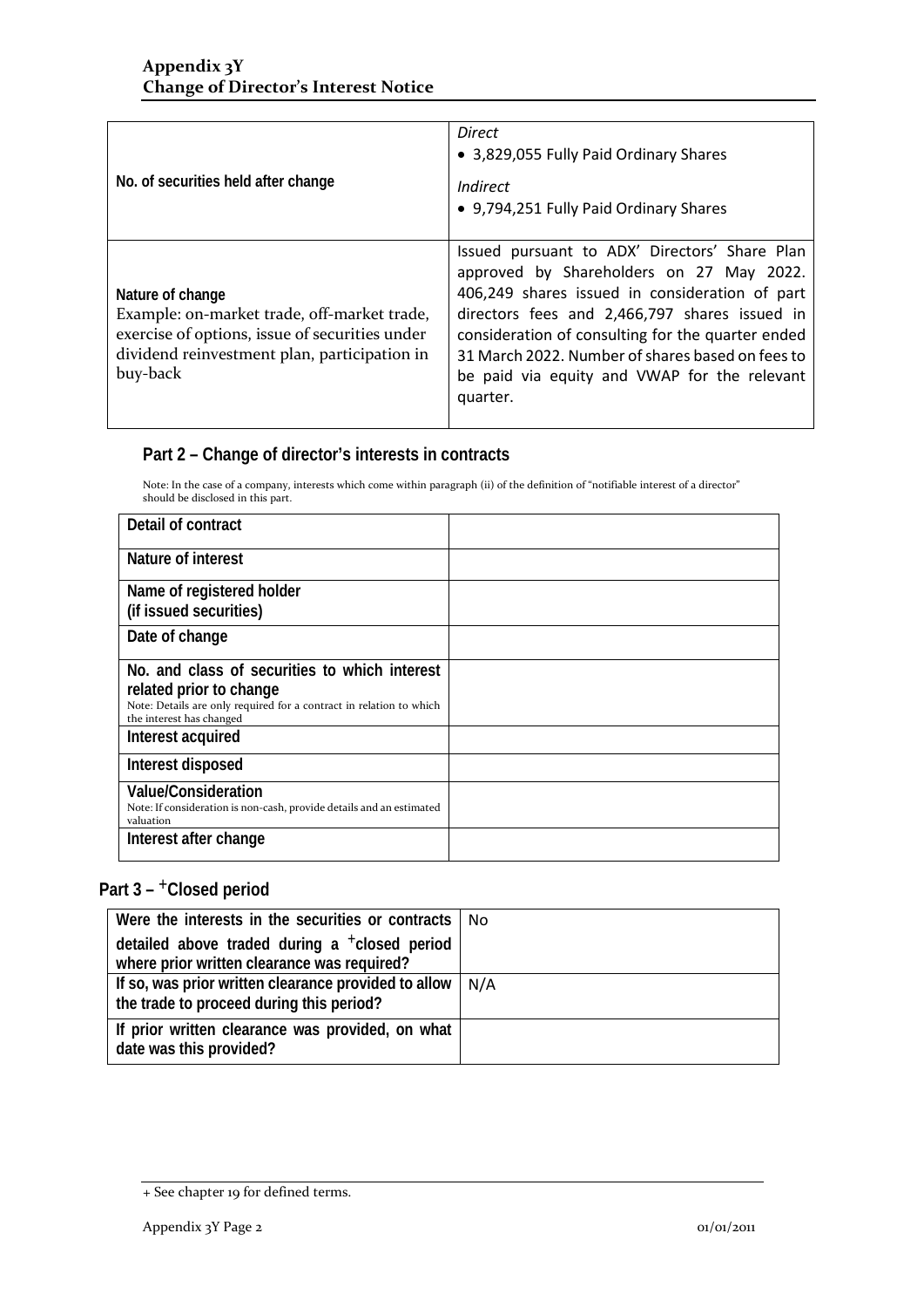| | |
|---|---|
| No. of securities held after change | *Direct*<br>• 3,829,055 Fully Paid Ordinary Shares<br>*Indirect*<br>• 9,794,251 Fully Paid Ordinary Shares |
| Nature of change<br>Example: on-market trade, off-market trade, exercise of options, issue of securities under dividend reinvestment plan, participation in buy-back | Issued pursuant to ADX' Directors' Share Plan approved by Shareholders on 27 May 2022. 406,249 shares issued in consideration of part directors fees and 2,466,797 shares issued in consideration of consulting for the quarter ended 31 March 2022. Number of shares based on fees to be paid via equity and VWAP for the relevant quarter. |

## Part 2 – Change of director's interests in contracts

Note: In the case of a company, interests which come within paragraph (ii) of the definition of "notifiable interest of a director" should be disclosed in this part.

| | |
|---|---|
| Detail of contract | |
| Nature of interest | |
| Name of registered holder<br>(if issued securities) | |
| Date of change | |
| No. and class of securities to which interest related prior to change<br>Note: Details are only required for a contract in relation to which the interest has changed | |
| Interest acquired | |
| Interest disposed | |
| Value/Consideration<br>Note: If consideration is non-cash, provide details and an estimated valuation | |
| Interest after change | |

## Part 3 – +Closed period

| | |
|---|---|
| Were the interests in the securities or contracts detailed above traded during a +closed period where prior written clearance was required? | No |
| If so, was prior written clearance provided to allow the trade to proceed during this period? | N/A |
| If prior written clearance was provided, on what date was this provided? | |

+ See chapter 19 for defined terms.